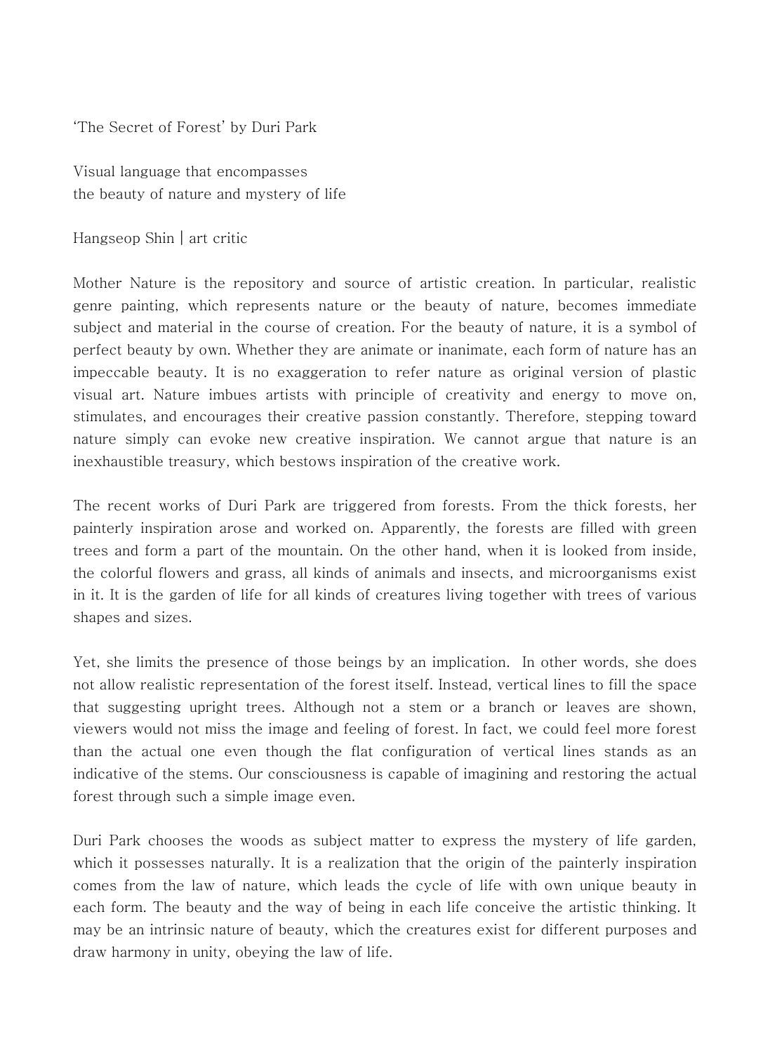# 'The Secret of Forest' by Duri Park

## Visual language that encompasses
## the beauty of nature and mystery of life

Hangseop Shin | art critic

Mother Nature is the repository and source of artistic creation. In particular, realistic genre painting, which represents nature or the beauty of nature, becomes immediate subject and material in the course of creation. For the beauty of nature, it is a symbol of perfect beauty by own. Whether they are animate or inanimate, each form of nature has an impeccable beauty. It is no exaggeration to refer nature as original version of plastic visual art. Nature imbues artists with principle of creativity and energy to move on, stimulates, and encourages their creative passion constantly. Therefore, stepping toward nature simply can evoke new creative inspiration. We cannot argue that nature is an inexhaustible treasury, which bestows inspiration of the creative work.

The recent works of Duri Park are triggered from forests. From the thick forests, her painterly inspiration arose and worked on. Apparently, the forests are filled with green trees and form a part of the mountain. On the other hand, when it is looked from inside, the colorful flowers and grass, all kinds of animals and insects, and microorganisms exist in it. It is the garden of life for all kinds of creatures living together with trees of various shapes and sizes.

Yet, she limits the presence of those beings by an implication. In other words, she does not allow realistic representation of the forest itself. Instead, vertical lines to fill the space that suggesting upright trees. Although not a stem or a branch or leaves are shown, viewers would not miss the image and feeling of forest. In fact, we could feel more forest than the actual one even though the flat configuration of vertical lines stands as an indicative of the stems. Our consciousness is capable of imagining and restoring the actual forest through such a simple image even.

Duri Park chooses the woods as subject matter to express the mystery of life garden, which it possesses naturally. It is a realization that the origin of the painterly inspiration comes from the law of nature, which leads the cycle of life with own unique beauty in each form. The beauty and the way of being in each life conceive the artistic thinking. It may be an intrinsic nature of beauty, which the creatures exist for different purposes and draw harmony in unity, obeying the law of life.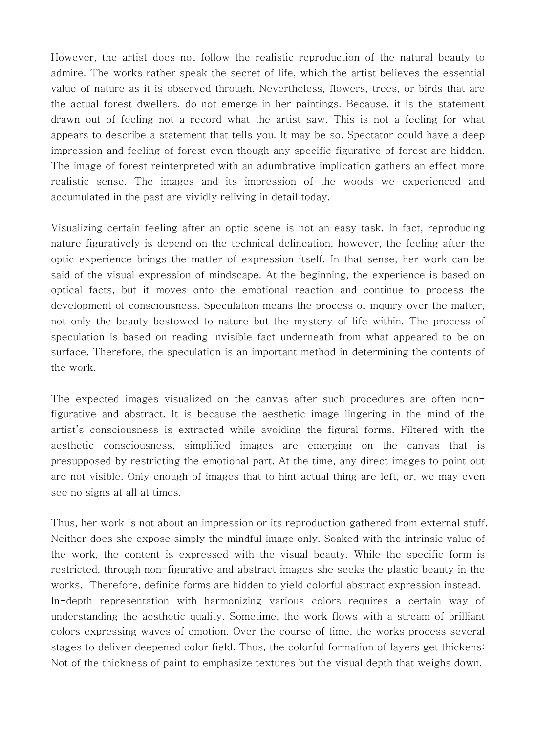However, the artist does not follow the realistic reproduction of the natural beauty to admire. The works rather speak the secret of life, which the artist believes the essential value of nature as it is observed through. Nevertheless, flowers, trees, or birds that are the actual forest dwellers, do not emerge in her paintings. Because, it is the statement drawn out of feeling not a record what the artist saw. This is not a feeling for what appears to describe a statement that tells you. It may be so. Spectator could have a deep impression and feeling of forest even though any specific figurative of forest are hidden. The image of forest reinterpreted with an adumbrative implication gathers an effect more realistic sense. The images and its impression of the woods we experienced and accumulated in the past are vividly reliving in detail today.

Visualizing certain feeling after an optic scene is not an easy task. In fact, reproducing nature figuratively is depend on the technical delineation, however, the feeling after the optic experience brings the matter of expression itself. In that sense, her work can be said of the visual expression of mindscape. At the beginning, the experience is based on optical facts, but it moves onto the emotional reaction and continue to process the development of consciousness. Speculation means the process of inquiry over the matter, not only the beauty bestowed to nature but the mystery of life within. The process of speculation is based on reading invisible fact underneath from what appeared to be on surface. Therefore, the speculation is an important method in determining the contents of the work.

The expected images visualized on the canvas after such procedures are often non-figurative and abstract. It is because the aesthetic image lingering in the mind of the artist's consciousness is extracted while avoiding the figural forms. Filtered with the aesthetic consciousness, simplified images are emerging on the canvas that is presupposed by restricting the emotional part. At the time, any direct images to point out are not visible. Only enough of images that to hint actual thing are left, or, we may even see no signs at all at times.

Thus, her work is not about an impression or its reproduction gathered from external stuff. Neither does she expose simply the mindful image only. Soaked with the intrinsic value of the work, the content is expressed with the visual beauty. While the specific form is restricted, through non-figurative and abstract images she seeks the plastic beauty in the works. Therefore, definite forms are hidden to yield colorful abstract expression instead. In-depth representation with harmonizing various colors requires a certain way of understanding the aesthetic quality. Sometime, the work flows with a stream of brilliant colors expressing waves of emotion. Over the course of time, the works process several stages to deliver deepened color field. Thus, the colorful formation of layers get thickens: Not of the thickness of paint to emphasize textures but the visual depth that weighs down.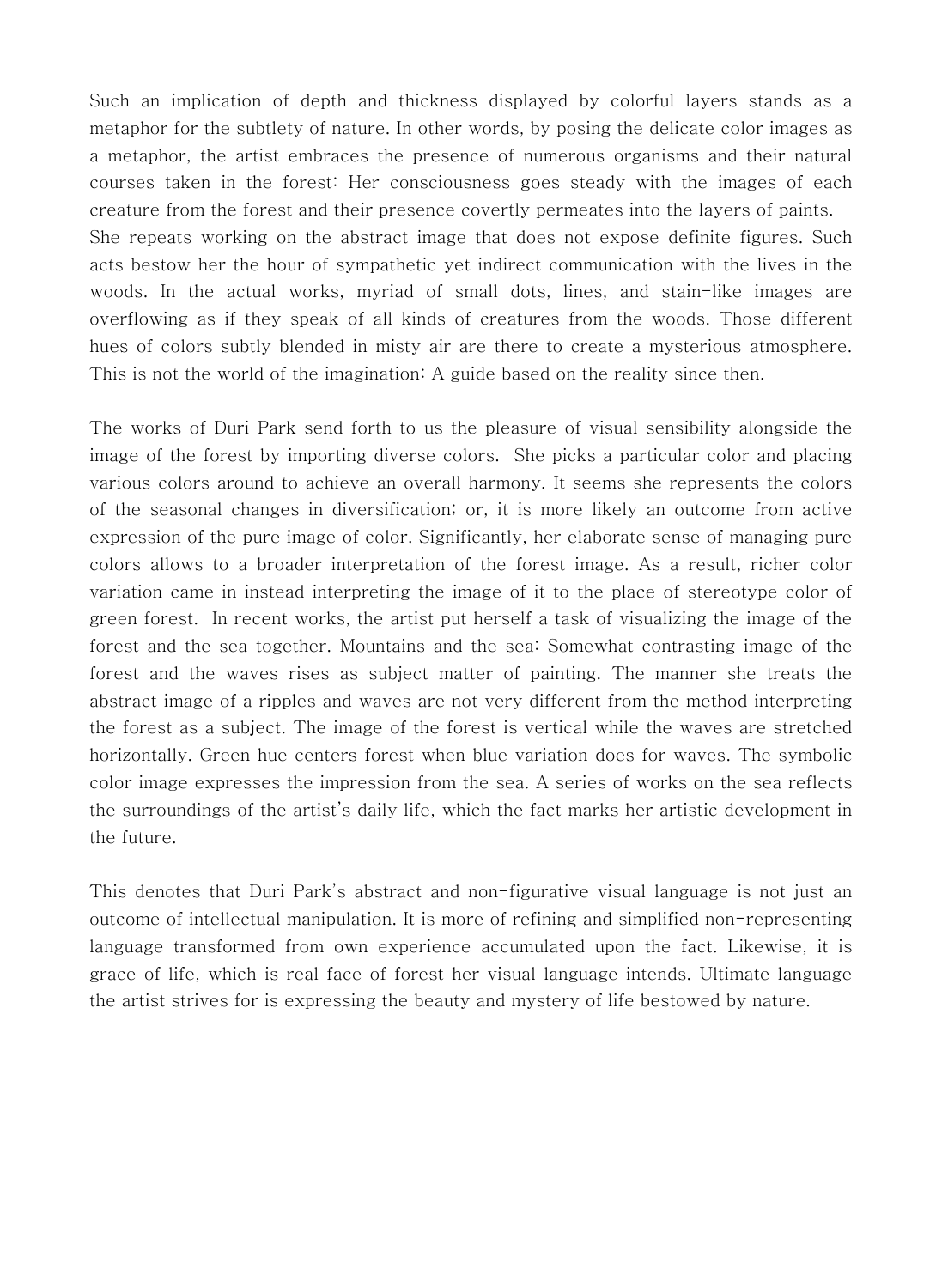Such an implication of depth and thickness displayed by colorful layers stands as a metaphor for the subtlety of nature. In other words, by posing the delicate color images as a metaphor, the artist embraces the presence of numerous organisms and their natural courses taken in the forest: Her consciousness goes steady with the images of each creature from the forest and their presence covertly permeates into the layers of paints.
She repeats working on the abstract image that does not expose definite figures. Such acts bestow her the hour of sympathetic yet indirect communication with the lives in the woods. In the actual works, myriad of small dots, lines, and stain-like images are overflowing as if they speak of all kinds of creatures from the woods. Those different hues of colors subtly blended in misty air are there to create a mysterious atmosphere. This is not the world of the imagination: A guide based on the reality since then.

The works of Duri Park send forth to us the pleasure of visual sensibility alongside the image of the forest by importing diverse colors. She picks a particular color and placing various colors around to achieve an overall harmony. It seems she represents the colors of the seasonal changes in diversification; or, it is more likely an outcome from active expression of the pure image of color. Significantly, her elaborate sense of managing pure colors allows to a broader interpretation of the forest image. As a result, richer color variation came in instead interpreting the image of it to the place of stereotype color of green forest. In recent works, the artist put herself a task of visualizing the image of the forest and the sea together. Mountains and the sea: Somewhat contrasting image of the forest and the waves rises as subject matter of painting. The manner she treats the abstract image of a ripples and waves are not very different from the method interpreting the forest as a subject. The image of the forest is vertical while the waves are stretched horizontally. Green hue centers forest when blue variation does for waves. The symbolic color image expresses the impression from the sea. A series of works on the sea reflects the surroundings of the artist's daily life, which the fact marks her artistic development in the future.

This denotes that Duri Park's abstract and non-figurative visual language is not just an outcome of intellectual manipulation. It is more of refining and simplified non-representing language transformed from own experience accumulated upon the fact. Likewise, it is grace of life, which is real face of forest her visual language intends. Ultimate language the artist strives for is expressing the beauty and mystery of life bestowed by nature.